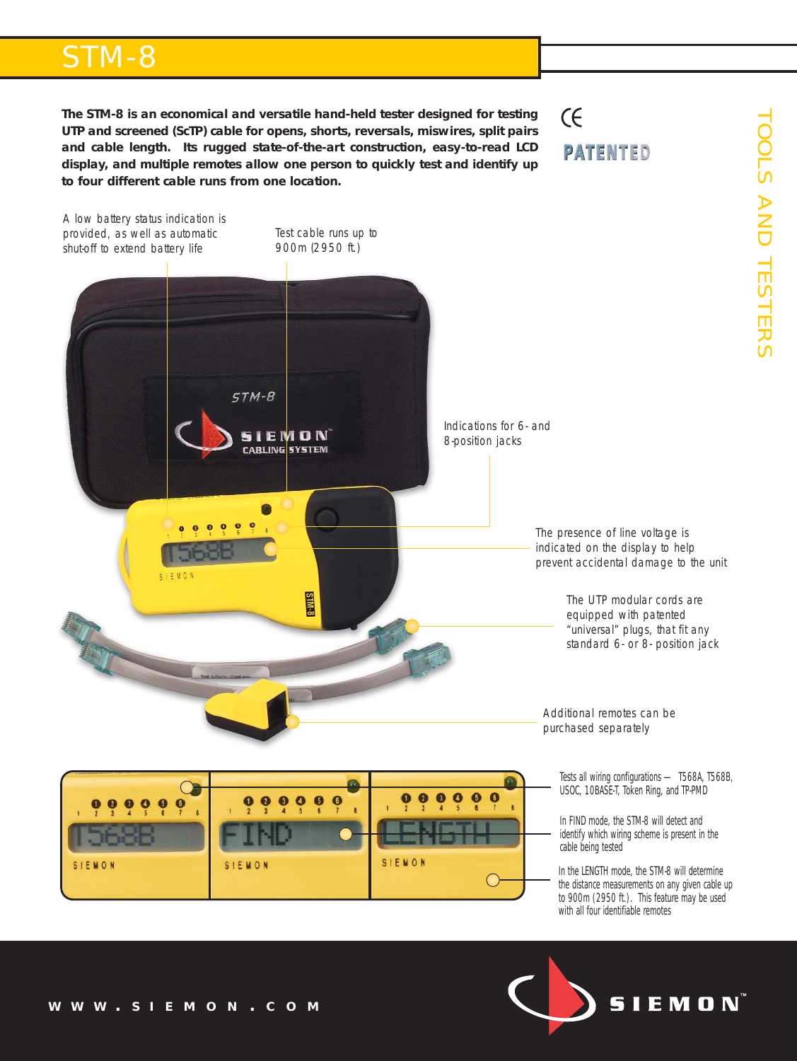# STM-8

**The STM-8 is an economical and versatile hand-held tester designed for testing UTP and screened (ScTP) cable for opens, shorts, reversals, miswires, split pairs and cable length. Its rugged state-of-the-art construction, easy-to-read LCD display, and multiple remotes allow one person to quickly test and identify up to four different cable runs from one location.**

PATENTED

TOOLS AND TESTERS

A low battery status indication is provided, as well as automatic shut-off to extend battery life

Test cable runs up to 900m (2950 ft.)

Indications for 6- and 8-position jacks

The presence of line voltage is indicated on the display to help prevent accidental damage to the unit

The UTP modular cords are equipped with patented "universal" plugs, that fit any standard 6- or 8-position jack

Additional remotes can be purchased separately

Tests all wiring configurations — T568A, T568B, USOC, 10BASE-T, Token Ring, and TP-PMD

In FIND mode, the STM-8 will detect and identify which wiring scheme is present in the cable being tested

In the LENGTH mode, the STM-8 will determine the distance measurements on any given cable up to 900m (2950 ft.). This feature may be used with all four identifiable remotes

WWW.SIEMON.COM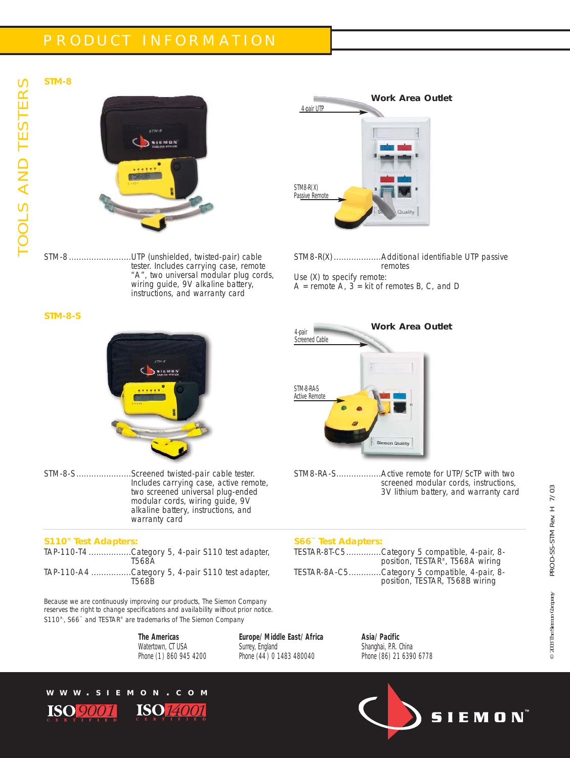# PRODUCT INFORMATION

## TOOLS AND TESTERS

### STM-8

Work Area Outlet

4-pair UTP

STM8-R(X) Passive Remote

STM-8 ......................... UTP (unshielded, twisted-pair) cable tester. Includes carrying case, remote "A", two universal modular plug cords, wiring guide, 9V alkaline battery, instructions, and warranty card

STM8-R(X) ................... Additional identifiable UTP passive remotes

Use (X) to specify remote:
A = remote A, 3 = kit of remotes B, C, and D

### STM-8-S

Work Area Outlet

4-pair Screened Cable

STM-8-RA-S Active Remote

STM-8-S ...................... Screened twisted-pair cable tester. Includes carrying case, active remote, two screened universal plug-ended modular cords, wiring guide, 9V alkaline battery, instructions, and warranty card

STM8-RA-S .................. Active remote for UTP/ScTP with two screened modular cords, instructions, 3V lithium battery, and warranty card

### S110® Test Adapters:

TAP-110-T4 ................. Category 5, 4-pair S110 test adapter, T568A

TAP-110-A4 ................ Category 5, 4-pair S110 test adapter, T568B

### S66™ Test Adapters:

TESTAR-8T-C5 ............. Category 5 compatible, 4-pair, 8-position, TESTAR®, T568A wiring

TESTAR-8A-C5 ............. Category 5 compatible, 4-pair, 8-position, TESTAR, T568B wiring

Because we are continuously improving our products, The Siemon Company reserves the right to change specifications and availability without prior notice.
S110®, S66™ and TESTAR® are trademarks of The Siemon Company

**The Americas**
Watertown, CT USA
Phone (1) 860 945 4200

**Europe/Middle East/Africa**
Surrey, England
Phone (44) 0 1483 480040

**Asia/Pacific**
Shanghai, P.R. China
Phone (86) 21 6390 6778

PROD-SS-STM Rev. H 7/03

© 2003 The Siemon Company

WWW.SIEMON.COM

ISO 9001 CERTIFIED ISO 14001 CERTIFIED

SIEMON™